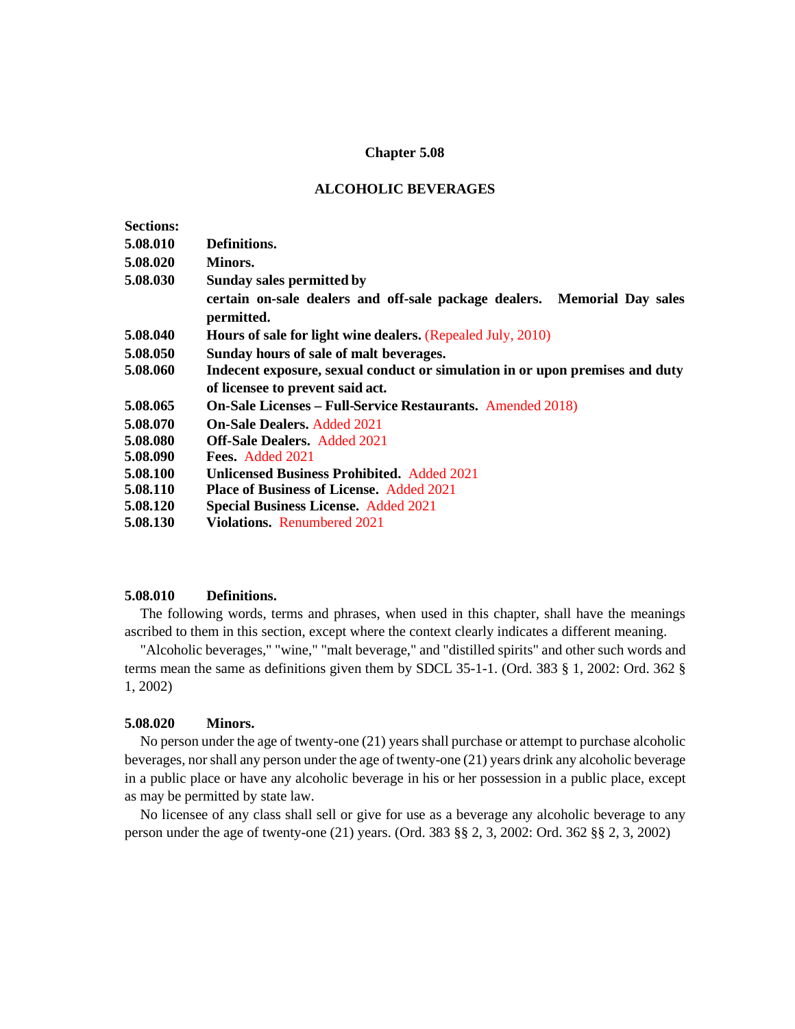# Chapter 5.08

## ALCOHOLIC BEVERAGES

**Sections:**

| | |
|---|---|
| **5.08.010** | **Definitions.** |
| **5.08.020** | **Minors.** |
| **5.08.030** | **Sunday sales permitted by certain on-sale dealers and off-sale package dealers. Memorial Day sales permitted.** |
| **5.08.040** | **Hours of sale for light wine dealers.** (Repealed July, 2010) |
| **5.08.050** | **Sunday hours of sale of malt beverages.** |
| **5.08.060** | **Indecent exposure, sexual conduct or simulation in or upon premises and duty of licensee to prevent said act.** |
| **5.08.065** | **On-Sale Licenses – Full-Service Restaurants.** Amended 2018) |
| **5.08.070** | **On-Sale Dealers.** Added 2021 |
| **5.08.080** | **Off-Sale Dealers.** Added 2021 |
| **5.08.090** | **Fees.** Added 2021 |
| **5.08.100** | **Unlicensed Business Prohibited.** Added 2021 |
| **5.08.110** | **Place of Business of License.** Added 2021 |
| **5.08.120** | **Special Business License.** Added 2021 |
| **5.08.130** | **Violations.** Renumbered 2021 |

### 5.08.010 Definitions.

The following words, terms and phrases, when used in this chapter, shall have the meanings ascribed to them in this section, except where the context clearly indicates a different meaning.

"Alcoholic beverages," "wine," "malt beverage," and "distilled spirits" and other such words and terms mean the same as definitions given them by SDCL 35-1-1. (Ord. 383 § 1, 2002: Ord. 362 § 1, 2002)

### 5.08.020 Minors.

No person under the age of twenty-one (21) years shall purchase or attempt to purchase alcoholic beverages, nor shall any person under the age of twenty-one (21) years drink any alcoholic beverage in a public place or have any alcoholic beverage in his or her possession in a public place, except as may be permitted by state law.

No licensee of any class shall sell or give for use as a beverage any alcoholic beverage to any person under the age of twenty-one (21) years. (Ord. 383 §§ 2, 3, 2002: Ord. 362 §§ 2, 3, 2002)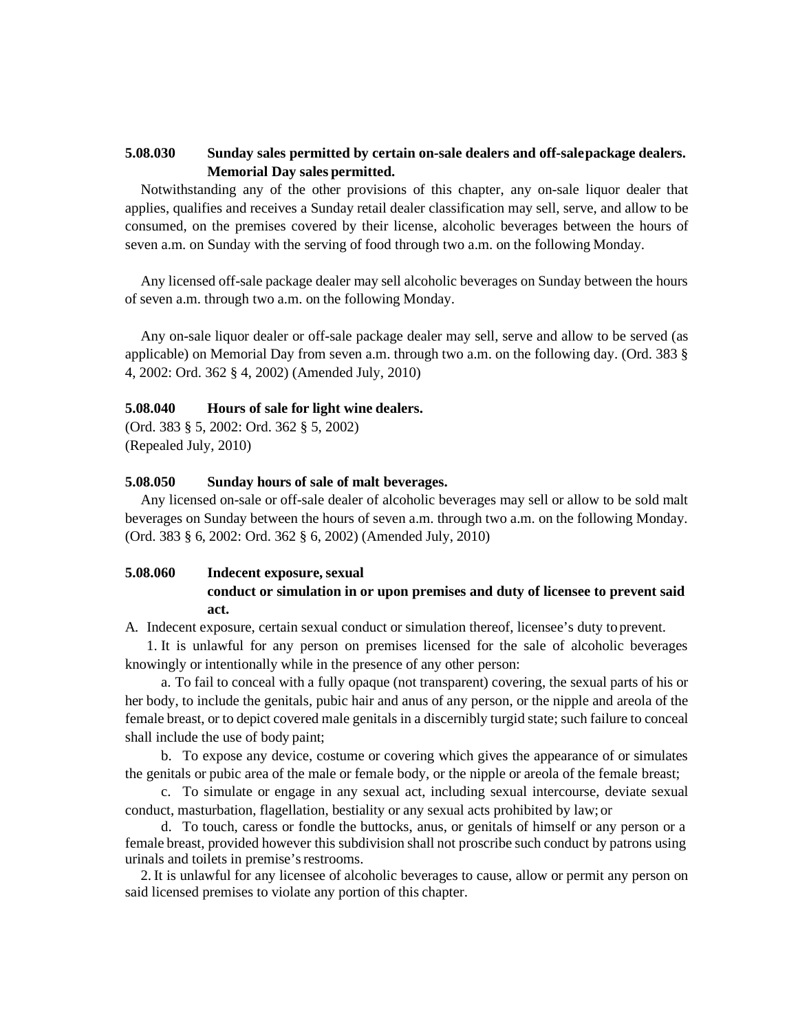### 5.08.030 Sunday sales permitted by certain on-sale dealers and off-sale package dealers. Memorial Day sales permitted.

Notwithstanding any of the other provisions of this chapter, any on-sale liquor dealer that applies, qualifies and receives a Sunday retail dealer classification may sell, serve, and allow to be consumed, on the premises covered by their license, alcoholic beverages between the hours of seven a.m. on Sunday with the serving of food through two a.m. on the following Monday.

Any licensed off-sale package dealer may sell alcoholic beverages on Sunday between the hours of seven a.m. through two a.m. on the following Monday.

Any on-sale liquor dealer or off-sale package dealer may sell, serve and allow to be served (as applicable) on Memorial Day from seven a.m. through two a.m. on the following day. (Ord. 383 § 4, 2002: Ord. 362 § 4, 2002) (Amended July, 2010)

### 5.08.040 Hours of sale for light wine dealers.

(Ord. 383 § 5, 2002: Ord. 362 § 5, 2002)
(Repealed July, 2010)

### 5.08.050 Sunday hours of sale of malt beverages.

Any licensed on-sale or off-sale dealer of alcoholic beverages may sell or allow to be sold malt beverages on Sunday between the hours of seven a.m. through two a.m. on the following Monday. (Ord. 383 § 6, 2002: Ord. 362 § 6, 2002) (Amended July, 2010)

### 5.08.060 Indecent exposure, sexual conduct or simulation in or upon premises and duty of licensee to prevent said act.

A. Indecent exposure, certain sexual conduct or simulation thereof, licensee's duty to prevent.

1. It is unlawful for any person on premises licensed for the sale of alcoholic beverages knowingly or intentionally while in the presence of any other person:

a. To fail to conceal with a fully opaque (not transparent) covering, the sexual parts of his or her body, to include the genitals, pubic hair and anus of any person, or the nipple and areola of the female breast, or to depict covered male genitals in a discernibly turgid state; such failure to conceal shall include the use of body paint;

b. To expose any device, costume or covering which gives the appearance of or simulates the genitals or pubic area of the male or female body, or the nipple or areola of the female breast;

c. To simulate or engage in any sexual act, including sexual intercourse, deviate sexual conduct, masturbation, flagellation, bestiality or any sexual acts prohibited by law; or

d. To touch, caress or fondle the buttocks, anus, or genitals of himself or any person or a female breast, provided however this subdivision shall not proscribe such conduct by patrons using urinals and toilets in premise's restrooms.

2. It is unlawful for any licensee of alcoholic beverages to cause, allow or permit any person on said licensed premises to violate any portion of this chapter.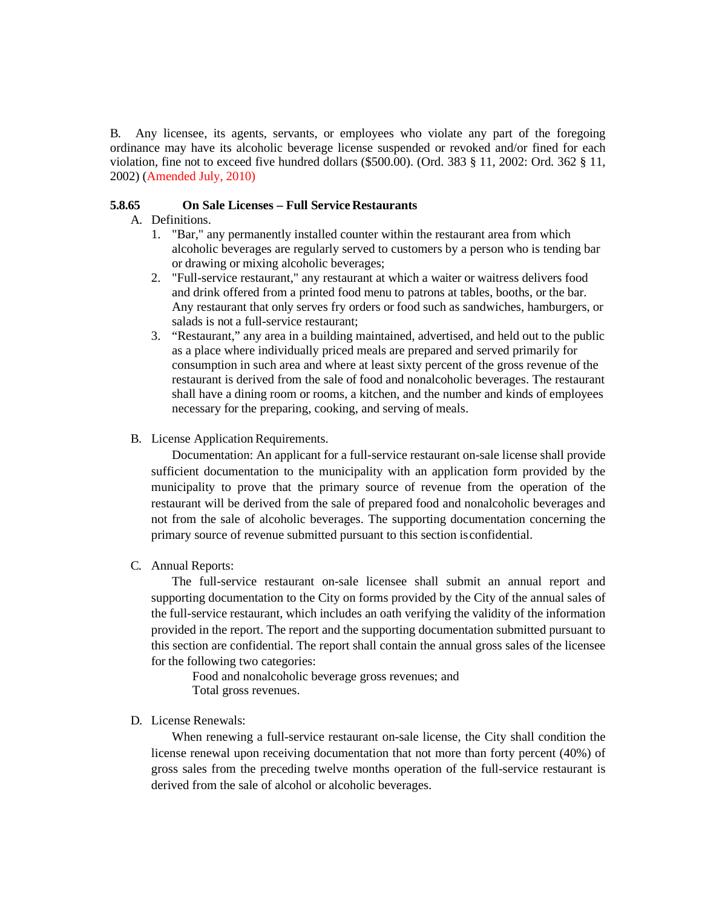B. Any licensee, its agents, servants, or employees who violate any part of the foregoing ordinance may have its alcoholic beverage license suspended or revoked and/or fined for each violation, fine not to exceed five hundred dollars ($500.00). (Ord. 383 § 11, 2002: Ord. 362 § 11, 2002) (Amended July, 2010)

**5.8.65 On Sale Licenses – Full Service Restaurants**

A. Definitions.
   1. "Bar," any permanently installed counter within the restaurant area from which alcoholic beverages are regularly served to customers by a person who is tending bar or drawing or mixing alcoholic beverages;
   2. "Full-service restaurant," any restaurant at which a waiter or waitress delivers food and drink offered from a printed food menu to patrons at tables, booths, or the bar. Any restaurant that only serves fry orders or food such as sandwiches, hamburgers, or salads is not a full-service restaurant;
   3. "Restaurant," any area in a building maintained, advertised, and held out to the public as a place where individually priced meals are prepared and served primarily for consumption in such area and where at least sixty percent of the gross revenue of the restaurant is derived from the sale of food and nonalcoholic beverages. The restaurant shall have a dining room or rooms, a kitchen, and the number and kinds of employees necessary for the preparing, cooking, and serving of meals.

B. License Application Requirements.

   Documentation: An applicant for a full-service restaurant on-sale license shall provide sufficient documentation to the municipality with an application form provided by the municipality to prove that the primary source of revenue from the operation of the restaurant will be derived from the sale of prepared food and nonalcoholic beverages and not from the sale of alcoholic beverages. The supporting documentation concerning the primary source of revenue submitted pursuant to this section is confidential.

C. Annual Reports:

   The full-service restaurant on-sale licensee shall submit an annual report and supporting documentation to the City on forms provided by the City of the annual sales of the full-service restaurant, which includes an oath verifying the validity of the information provided in the report. The report and the supporting documentation submitted pursuant to this section are confidential. The report shall contain the annual gross sales of the licensee for the following two categories:

      Food and nonalcoholic beverage gross revenues; and
      Total gross revenues.

D. License Renewals:

   When renewing a full-service restaurant on-sale license, the City shall condition the license renewal upon receiving documentation that not more than forty percent (40%) of gross sales from the preceding twelve months operation of the full-service restaurant is derived from the sale of alcohol or alcoholic beverages.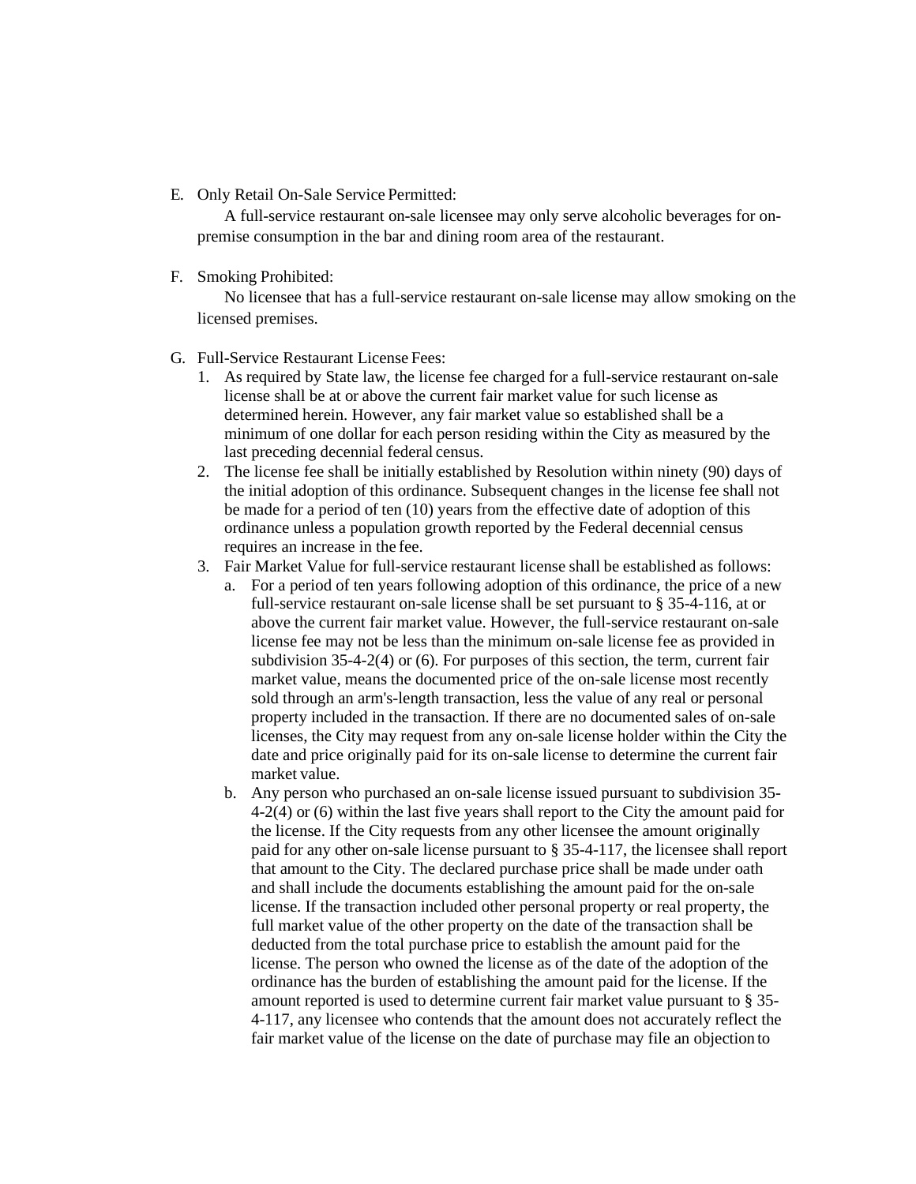E. Only Retail On-Sale Service Permitted:

   A full-service restaurant on-sale licensee may only serve alcoholic beverages for on-premise consumption in the bar and dining room area of the restaurant.

F. Smoking Prohibited:

   No licensee that has a full-service restaurant on-sale license may allow smoking on the licensed premises.

G. Full-Service Restaurant License Fees:

   1. As required by State law, the license fee charged for a full-service restaurant on-sale license shall be at or above the current fair market value for such license as determined herein. However, any fair market value so established shall be a minimum of one dollar for each person residing within the City as measured by the last preceding decennial federal census.
   2. The license fee shall be initially established by Resolution within ninety (90) days of the initial adoption of this ordinance. Subsequent changes in the license fee shall not be made for a period of ten (10) years from the effective date of adoption of this ordinance unless a population growth reported by the Federal decennial census requires an increase in the fee.
   3. Fair Market Value for full-service restaurant license shall be established as follows:
      a. For a period of ten years following adoption of this ordinance, the price of a new full-service restaurant on-sale license shall be set pursuant to § 35-4-116, at or above the current fair market value. However, the full-service restaurant on-sale license fee may not be less than the minimum on-sale license fee as provided in subdivision 35-4-2(4) or (6). For purposes of this section, the term, current fair market value, means the documented price of the on-sale license most recently sold through an arm's-length transaction, less the value of any real or personal property included in the transaction. If there are no documented sales of on-sale licenses, the City may request from any on-sale license holder within the City the date and price originally paid for its on-sale license to determine the current fair market value.
      b. Any person who purchased an on-sale license issued pursuant to subdivision 35-4-2(4) or (6) within the last five years shall report to the City the amount paid for the license. If the City requests from any other licensee the amount originally paid for any other on-sale license pursuant to § 35-4-117, the licensee shall report that amount to the City. The declared purchase price shall be made under oath and shall include the documents establishing the amount paid for the on-sale license. If the transaction included other personal property or real property, the full market value of the other property on the date of the transaction shall be deducted from the total purchase price to establish the amount paid for the license. The person who owned the license as of the date of the adoption of the ordinance has the burden of establishing the amount paid for the license. If the amount reported is used to determine current fair market value pursuant to § 35-4-117, any licensee who contends that the amount does not accurately reflect the fair market value of the license on the date of purchase may file an objection to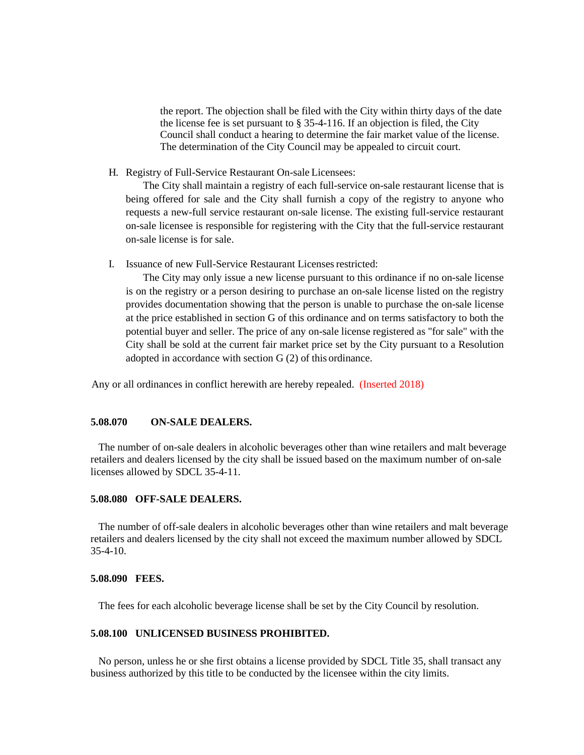the report. The objection shall be filed with the City within thirty days of the date the license fee is set pursuant to § 35-4-116. If an objection is filed, the City Council shall conduct a hearing to determine the fair market value of the license. The determination of the City Council may be appealed to circuit court.

H. Registry of Full-Service Restaurant On-sale Licensees:

The City shall maintain a registry of each full-service on-sale restaurant license that is being offered for sale and the City shall furnish a copy of the registry to anyone who requests a new-full service restaurant on-sale license. The existing full-service restaurant on-sale licensee is responsible for registering with the City that the full-service restaurant on-sale license is for sale.

I. Issuance of new Full-Service Restaurant Licenses restricted:

The City may only issue a new license pursuant to this ordinance if no on-sale license is on the registry or a person desiring to purchase an on-sale license listed on the registry provides documentation showing that the person is unable to purchase the on-sale license at the price established in section G of this ordinance and on terms satisfactory to both the potential buyer and seller. The price of any on-sale license registered as "for sale" with the City shall be sold at the current fair market price set by the City pursuant to a Resolution adopted in accordance with section G (2) of this ordinance.

Any or all ordinances in conflict herewith are hereby repealed. (Inserted 2018)

**5.08.070 ON-SALE DEALERS.**

The number of on-sale dealers in alcoholic beverages other than wine retailers and malt beverage retailers and dealers licensed by the city shall be issued based on the maximum number of on-sale licenses allowed by SDCL 35-4-11.

**5.08.080 OFF-SALE DEALERS.**

The number of off-sale dealers in alcoholic beverages other than wine retailers and malt beverage retailers and dealers licensed by the city shall not exceed the maximum number allowed by SDCL 35-4-10.

**5.08.090 FEES.**

The fees for each alcoholic beverage license shall be set by the City Council by resolution.

**5.08.100 UNLICENSED BUSINESS PROHIBITED.**

No person, unless he or she first obtains a license provided by SDCL Title 35, shall transact any business authorized by this title to be conducted by the licensee within the city limits.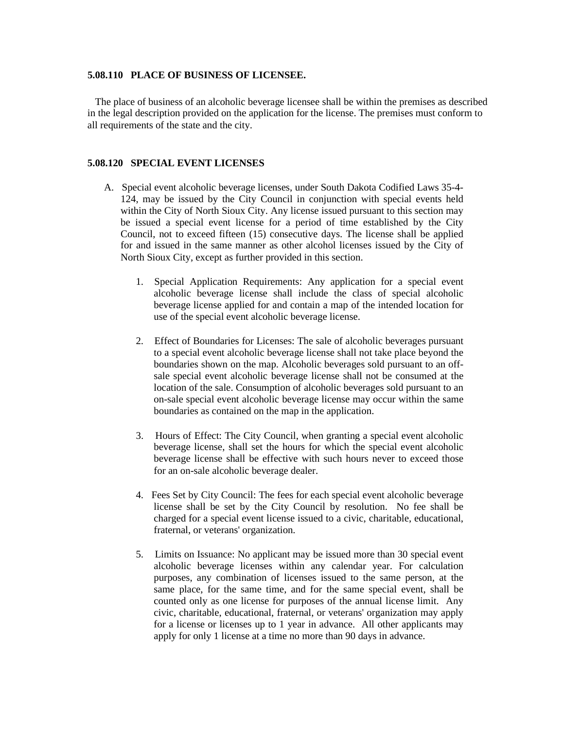**5.08.110 PLACE OF BUSINESS OF LICENSEE.**

The place of business of an alcoholic beverage licensee shall be within the premises as described in the legal description provided on the application for the license. The premises must conform to all requirements of the state and the city.

**5.08.120 SPECIAL EVENT LICENSES**

A. Special event alcoholic beverage licenses, under South Dakota Codified Laws 35-4-124, may be issued by the City Council in conjunction with special events held within the City of North Sioux City. Any license issued pursuant to this section may be issued a special event license for a period of time established by the City Council, not to exceed fifteen (15) consecutive days. The license shall be applied for and issued in the same manner as other alcohol licenses issued by the City of North Sioux City, except as further provided in this section.

   1. Special Application Requirements: Any application for a special event alcoholic beverage license shall include the class of special alcoholic beverage license applied for and contain a map of the intended location for use of the special event alcoholic beverage license.

   2. Effect of Boundaries for Licenses: The sale of alcoholic beverages pursuant to a special event alcoholic beverage license shall not take place beyond the boundaries shown on the map. Alcoholic beverages sold pursuant to an off-sale special event alcoholic beverage license shall not be consumed at the location of the sale. Consumption of alcoholic beverages sold pursuant to an on-sale special event alcoholic beverage license may occur within the same boundaries as contained on the map in the application.

   3. Hours of Effect: The City Council, when granting a special event alcoholic beverage license, shall set the hours for which the special event alcoholic beverage license shall be effective with such hours never to exceed those for an on-sale alcoholic beverage dealer.

   4. Fees Set by City Council: The fees for each special event alcoholic beverage license shall be set by the City Council by resolution. No fee shall be charged for a special event license issued to a civic, charitable, educational, fraternal, or veterans' organization.

   5. Limits on Issuance: No applicant may be issued more than 30 special event alcoholic beverage licenses within any calendar year. For calculation purposes, any combination of licenses issued to the same person, at the same place, for the same time, and for the same special event, shall be counted only as one license for purposes of the annual license limit. Any civic, charitable, educational, fraternal, or veterans' organization may apply for a license or licenses up to 1 year in advance. All other applicants may apply for only 1 license at a time no more than 90 days in advance.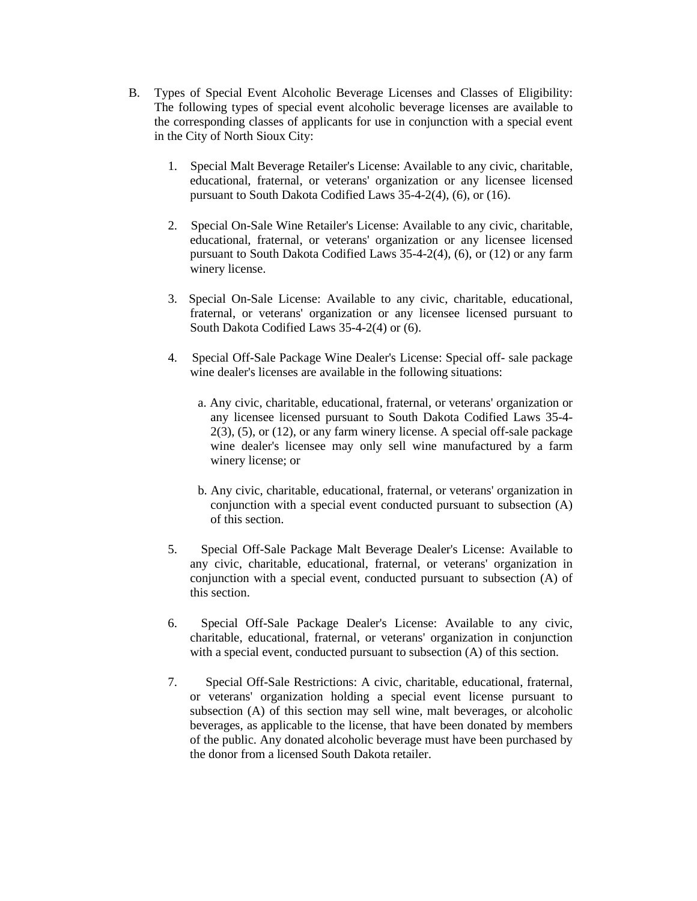B. Types of Special Event Alcoholic Beverage Licenses and Classes of Eligibility: The following types of special event alcoholic beverage licenses are available to the corresponding classes of applicants for use in conjunction with a special event in the City of North Sioux City:

1. Special Malt Beverage Retailer's License: Available to any civic, charitable, educational, fraternal, or veterans' organization or any licensee licensed pursuant to South Dakota Codified Laws 35-4-2(4), (6), or (16).

2. Special On-Sale Wine Retailer's License: Available to any civic, charitable, educational, fraternal, or veterans' organization or any licensee licensed pursuant to South Dakota Codified Laws 35-4-2(4), (6), or (12) or any farm winery license.

3. Special On-Sale License: Available to any civic, charitable, educational, fraternal, or veterans' organization or any licensee licensed pursuant to South Dakota Codified Laws 35-4-2(4) or (6).

4. Special Off-Sale Package Wine Dealer's License: Special off- sale package wine dealer's licenses are available in the following situations:

   a. Any civic, charitable, educational, fraternal, or veterans' organization or any licensee licensed pursuant to South Dakota Codified Laws 35-4-2(3), (5), or (12), or any farm winery license. A special off-sale package wine dealer's licensee may only sell wine manufactured by a farm winery license; or

   b. Any civic, charitable, educational, fraternal, or veterans' organization in conjunction with a special event conducted pursuant to subsection (A) of this section.

5. Special Off-Sale Package Malt Beverage Dealer's License: Available to any civic, charitable, educational, fraternal, or veterans' organization in conjunction with a special event, conducted pursuant to subsection (A) of this section.

6. Special Off-Sale Package Dealer's License: Available to any civic, charitable, educational, fraternal, or veterans' organization in conjunction with a special event, conducted pursuant to subsection (A) of this section.

7. Special Off-Sale Restrictions: A civic, charitable, educational, fraternal, or veterans' organization holding a special event license pursuant to subsection (A) of this section may sell wine, malt beverages, or alcoholic beverages, as applicable to the license, that have been donated by members of the public. Any donated alcoholic beverage must have been purchased by the donor from a licensed South Dakota retailer.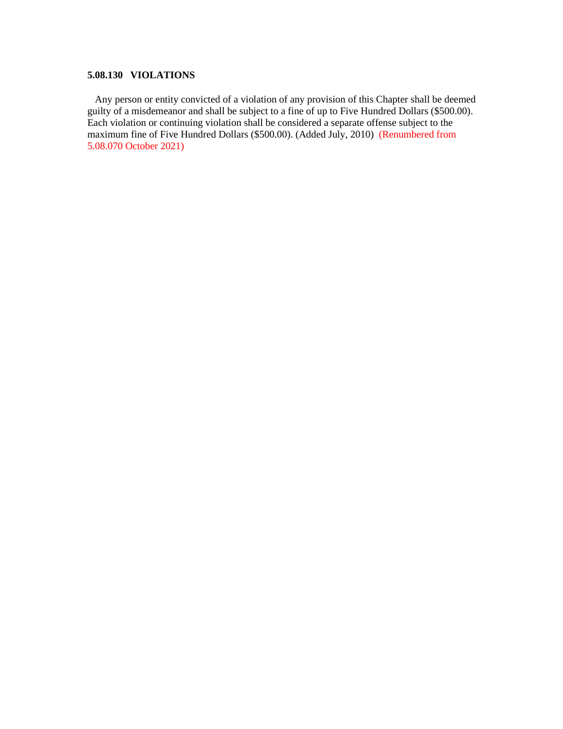**5.08.130 VIOLATIONS**

Any person or entity convicted of a violation of any provision of this Chapter shall be deemed guilty of a misdemeanor and shall be subject to a fine of up to Five Hundred Dollars ($500.00). Each violation or continuing violation shall be considered a separate offense subject to the maximum fine of Five Hundred Dollars ($500.00). (Added July, 2010) (Renumbered from 5.08.070 October 2021)